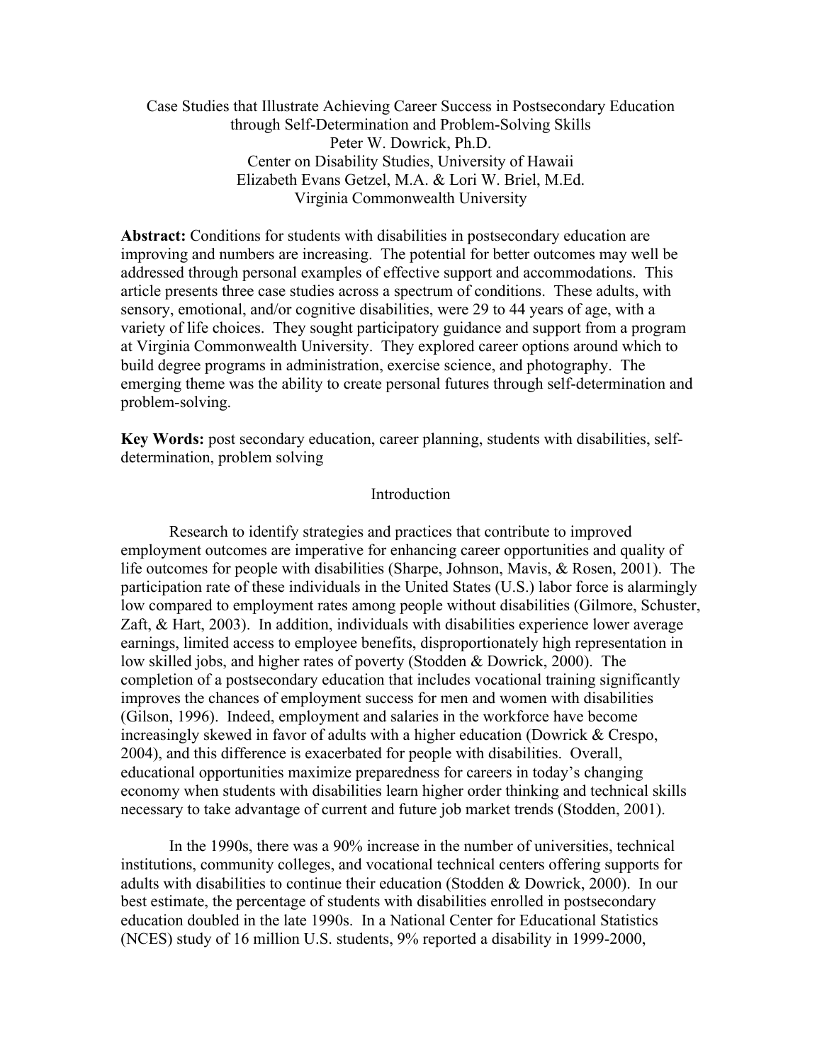# Case Studies that Illustrate Achieving Career Success in Postsecondary Education through Self-Determination and Problem-Solving Skills

Peter W. Dowrick, Ph.D.
Center on Disability Studies, University of Hawaii
Elizabeth Evans Getzel, M.A. & Lori W. Briel, M.Ed.
Virginia Commonwealth University

**Abstract:** Conditions for students with disabilities in postsecondary education are improving and numbers are increasing. The potential for better outcomes may well be addressed through personal examples of effective support and accommodations. This article presents three case studies across a spectrum of conditions. These adults, with sensory, emotional, and/or cognitive disabilities, were 29 to 44 years of age, with a variety of life choices. They sought participatory guidance and support from a program at Virginia Commonwealth University. They explored career options around which to build degree programs in administration, exercise science, and photography. The emerging theme was the ability to create personal futures through self-determination and problem-solving.

**Key Words:** post secondary education, career planning, students with disabilities, self-determination, problem solving

## Introduction

Research to identify strategies and practices that contribute to improved employment outcomes are imperative for enhancing career opportunities and quality of life outcomes for people with disabilities (Sharpe, Johnson, Mavis, & Rosen, 2001). The participation rate of these individuals in the United States (U.S.) labor force is alarmingly low compared to employment rates among people without disabilities (Gilmore, Schuster, Zaft, & Hart, 2003). In addition, individuals with disabilities experience lower average earnings, limited access to employee benefits, disproportionately high representation in low skilled jobs, and higher rates of poverty (Stodden & Dowrick, 2000). The completion of a postsecondary education that includes vocational training significantly improves the chances of employment success for men and women with disabilities (Gilson, 1996). Indeed, employment and salaries in the workforce have become increasingly skewed in favor of adults with a higher education (Dowrick & Crespo, 2004), and this difference is exacerbated for people with disabilities. Overall, educational opportunities maximize preparedness for careers in today's changing economy when students with disabilities learn higher order thinking and technical skills necessary to take advantage of current and future job market trends (Stodden, 2001).

In the 1990s, there was a 90% increase in the number of universities, technical institutions, community colleges, and vocational technical centers offering supports for adults with disabilities to continue their education (Stodden & Dowrick, 2000). In our best estimate, the percentage of students with disabilities enrolled in postsecondary education doubled in the late 1990s. In a National Center for Educational Statistics (NCES) study of 16 million U.S. students, 9% reported a disability in 1999-2000,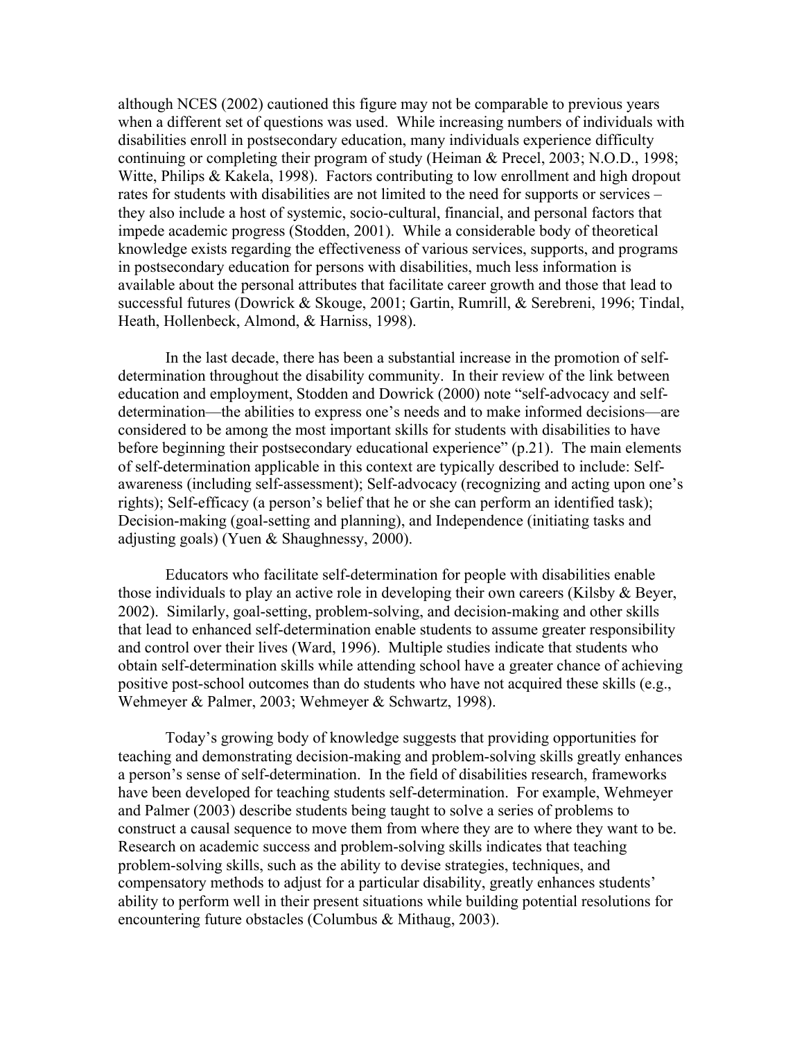although NCES (2002) cautioned this figure may not be comparable to previous years when a different set of questions was used. While increasing numbers of individuals with disabilities enroll in postsecondary education, many individuals experience difficulty continuing or completing their program of study (Heiman & Precel, 2003; N.O.D., 1998; Witte, Philips & Kakela, 1998). Factors contributing to low enrollment and high dropout rates for students with disabilities are not limited to the need for supports or services – they also include a host of systemic, socio-cultural, financial, and personal factors that impede academic progress (Stodden, 2001). While a considerable body of theoretical knowledge exists regarding the effectiveness of various services, supports, and programs in postsecondary education for persons with disabilities, much less information is available about the personal attributes that facilitate career growth and those that lead to successful futures (Dowrick & Skouge, 2001; Gartin, Rumrill, & Serebreni, 1996; Tindal, Heath, Hollenbeck, Almond, & Harniss, 1998).

In the last decade, there has been a substantial increase in the promotion of self-determination throughout the disability community. In their review of the link between education and employment, Stodden and Dowrick (2000) note "self-advocacy and self-determination—the abilities to express one's needs and to make informed decisions—are considered to be among the most important skills for students with disabilities to have before beginning their postsecondary educational experience" (p.21). The main elements of self-determination applicable in this context are typically described to include: Self-awareness (including self-assessment); Self-advocacy (recognizing and acting upon one's rights); Self-efficacy (a person's belief that he or she can perform an identified task); Decision-making (goal-setting and planning), and Independence (initiating tasks and adjusting goals) (Yuen & Shaughnessy, 2000).

Educators who facilitate self-determination for people with disabilities enable those individuals to play an active role in developing their own careers (Kilsby & Beyer, 2002). Similarly, goal-setting, problem-solving, and decision-making and other skills that lead to enhanced self-determination enable students to assume greater responsibility and control over their lives (Ward, 1996). Multiple studies indicate that students who obtain self-determination skills while attending school have a greater chance of achieving positive post-school outcomes than do students who have not acquired these skills (e.g., Wehmeyer & Palmer, 2003; Wehmeyer & Schwartz, 1998).

Today's growing body of knowledge suggests that providing opportunities for teaching and demonstrating decision-making and problem-solving skills greatly enhances a person's sense of self-determination. In the field of disabilities research, frameworks have been developed for teaching students self-determination. For example, Wehmeyer and Palmer (2003) describe students being taught to solve a series of problems to construct a causal sequence to move them from where they are to where they want to be. Research on academic success and problem-solving skills indicates that teaching problem-solving skills, such as the ability to devise strategies, techniques, and compensatory methods to adjust for a particular disability, greatly enhances students' ability to perform well in their present situations while building potential resolutions for encountering future obstacles (Columbus & Mithaug, 2003).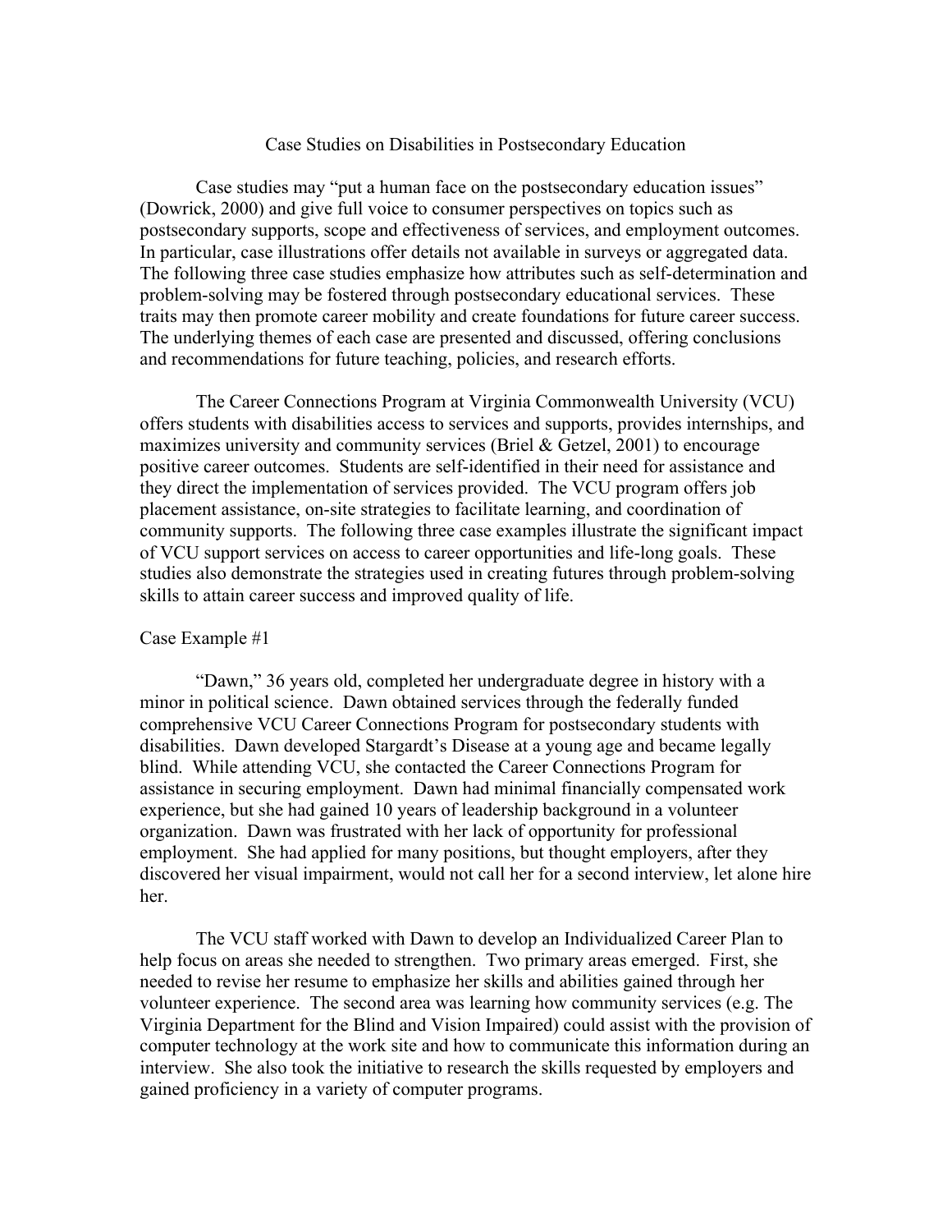## Case Studies on Disabilities in Postsecondary Education

Case studies may "put a human face on the postsecondary education issues" (Dowrick, 2000) and give full voice to consumer perspectives on topics such as postsecondary supports, scope and effectiveness of services, and employment outcomes. In particular, case illustrations offer details not available in surveys or aggregated data. The following three case studies emphasize how attributes such as self-determination and problem-solving may be fostered through postsecondary educational services. These traits may then promote career mobility and create foundations for future career success. The underlying themes of each case are presented and discussed, offering conclusions and recommendations for future teaching, policies, and research efforts.

The Career Connections Program at Virginia Commonwealth University (VCU) offers students with disabilities access to services and supports, provides internships, and maximizes university and community services (Briel & Getzel, 2001) to encourage positive career outcomes. Students are self-identified in their need for assistance and they direct the implementation of services provided. The VCU program offers job placement assistance, on-site strategies to facilitate learning, and coordination of community supports. The following three case examples illustrate the significant impact of VCU support services on access to career opportunities and life-long goals. These studies also demonstrate the strategies used in creating futures through problem-solving skills to attain career success and improved quality of life.

### Case Example #1

"Dawn," 36 years old, completed her undergraduate degree in history with a minor in political science. Dawn obtained services through the federally funded comprehensive VCU Career Connections Program for postsecondary students with disabilities. Dawn developed Stargardt's Disease at a young age and became legally blind. While attending VCU, she contacted the Career Connections Program for assistance in securing employment. Dawn had minimal financially compensated work experience, but she had gained 10 years of leadership background in a volunteer organization. Dawn was frustrated with her lack of opportunity for professional employment. She had applied for many positions, but thought employers, after they discovered her visual impairment, would not call her for a second interview, let alone hire her.

The VCU staff worked with Dawn to develop an Individualized Career Plan to help focus on areas she needed to strengthen. Two primary areas emerged. First, she needed to revise her resume to emphasize her skills and abilities gained through her volunteer experience. The second area was learning how community services (e.g. The Virginia Department for the Blind and Vision Impaired) could assist with the provision of computer technology at the work site and how to communicate this information during an interview. She also took the initiative to research the skills requested by employers and gained proficiency in a variety of computer programs.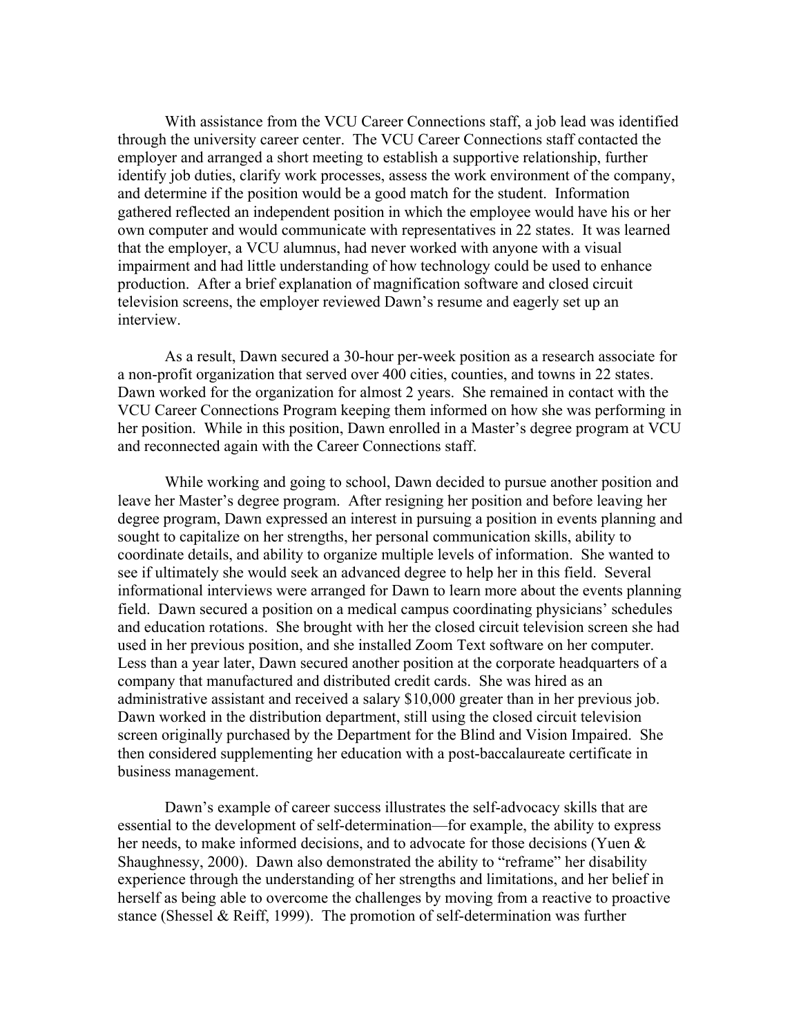With assistance from the VCU Career Connections staff, a job lead was identified through the university career center. The VCU Career Connections staff contacted the employer and arranged a short meeting to establish a supportive relationship, further identify job duties, clarify work processes, assess the work environment of the company, and determine if the position would be a good match for the student. Information gathered reflected an independent position in which the employee would have his or her own computer and would communicate with representatives in 22 states. It was learned that the employer, a VCU alumnus, had never worked with anyone with a visual impairment and had little understanding of how technology could be used to enhance production. After a brief explanation of magnification software and closed circuit television screens, the employer reviewed Dawn's resume and eagerly set up an interview.

As a result, Dawn secured a 30-hour per-week position as a research associate for a non-profit organization that served over 400 cities, counties, and towns in 22 states. Dawn worked for the organization for almost 2 years. She remained in contact with the VCU Career Connections Program keeping them informed on how she was performing in her position. While in this position, Dawn enrolled in a Master's degree program at VCU and reconnected again with the Career Connections staff.

While working and going to school, Dawn decided to pursue another position and leave her Master's degree program. After resigning her position and before leaving her degree program, Dawn expressed an interest in pursuing a position in events planning and sought to capitalize on her strengths, her personal communication skills, ability to coordinate details, and ability to organize multiple levels of information. She wanted to see if ultimately she would seek an advanced degree to help her in this field. Several informational interviews were arranged for Dawn to learn more about the events planning field. Dawn secured a position on a medical campus coordinating physicians' schedules and education rotations. She brought with her the closed circuit television screen she had used in her previous position, and she installed Zoom Text software on her computer. Less than a year later, Dawn secured another position at the corporate headquarters of a company that manufactured and distributed credit cards. She was hired as an administrative assistant and received a salary $10,000 greater than in her previous job. Dawn worked in the distribution department, still using the closed circuit television screen originally purchased by the Department for the Blind and Vision Impaired. She then considered supplementing her education with a post-baccalaureate certificate in business management.

Dawn's example of career success illustrates the self-advocacy skills that are essential to the development of self-determination—for example, the ability to express her needs, to make informed decisions, and to advocate for those decisions (Yuen & Shaughnessy, 2000). Dawn also demonstrated the ability to "reframe" her disability experience through the understanding of her strengths and limitations, and her belief in herself as being able to overcome the challenges by moving from a reactive to proactive stance (Shessel & Reiff, 1999). The promotion of self-determination was further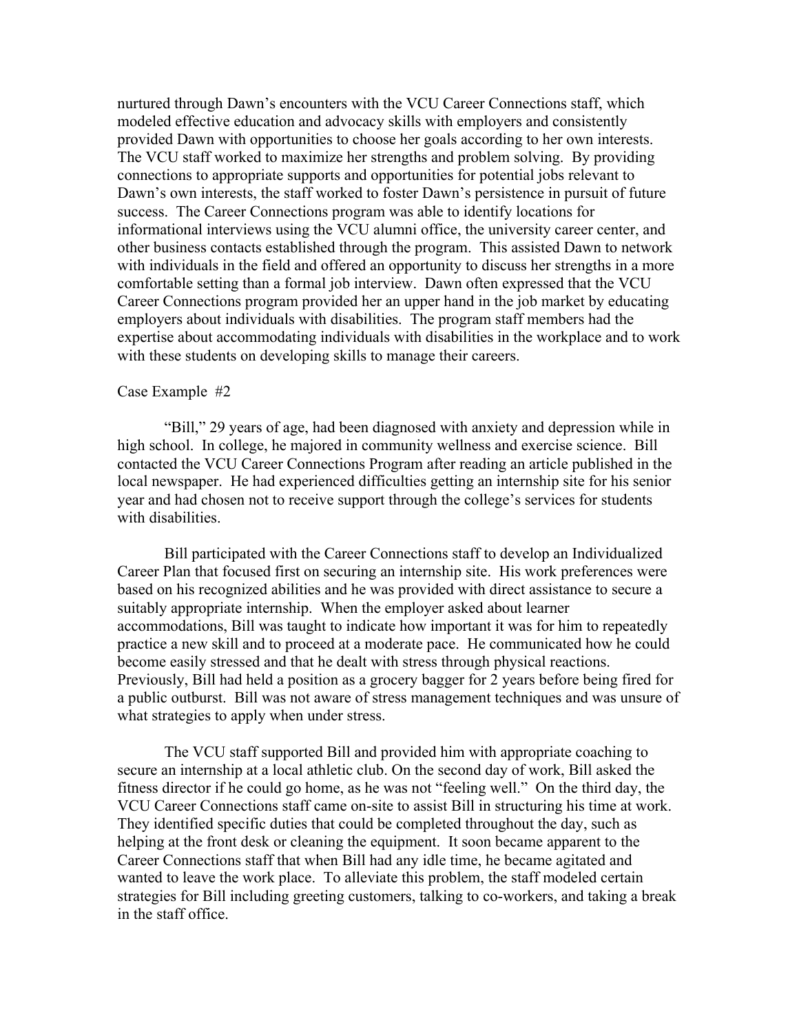nurtured through Dawn's encounters with the VCU Career Connections staff, which modeled effective education and advocacy skills with employers and consistently provided Dawn with opportunities to choose her goals according to her own interests. The VCU staff worked to maximize her strengths and problem solving. By providing connections to appropriate supports and opportunities for potential jobs relevant to Dawn's own interests, the staff worked to foster Dawn's persistence in pursuit of future success. The Career Connections program was able to identify locations for informational interviews using the VCU alumni office, the university career center, and other business contacts established through the program. This assisted Dawn to network with individuals in the field and offered an opportunity to discuss her strengths in a more comfortable setting than a formal job interview. Dawn often expressed that the VCU Career Connections program provided her an upper hand in the job market by educating employers about individuals with disabilities. The program staff members had the expertise about accommodating individuals with disabilities in the workplace and to work with these students on developing skills to manage their careers.

Case Example #2

"Bill," 29 years of age, had been diagnosed with anxiety and depression while in high school. In college, he majored in community wellness and exercise science. Bill contacted the VCU Career Connections Program after reading an article published in the local newspaper. He had experienced difficulties getting an internship site for his senior year and had chosen not to receive support through the college's services for students with disabilities.

Bill participated with the Career Connections staff to develop an Individualized Career Plan that focused first on securing an internship site. His work preferences were based on his recognized abilities and he was provided with direct assistance to secure a suitably appropriate internship. When the employer asked about learner accommodations, Bill was taught to indicate how important it was for him to repeatedly practice a new skill and to proceed at a moderate pace. He communicated how he could become easily stressed and that he dealt with stress through physical reactions. Previously, Bill had held a position as a grocery bagger for 2 years before being fired for a public outburst. Bill was not aware of stress management techniques and was unsure of what strategies to apply when under stress.

The VCU staff supported Bill and provided him with appropriate coaching to secure an internship at a local athletic club. On the second day of work, Bill asked the fitness director if he could go home, as he was not "feeling well." On the third day, the VCU Career Connections staff came on-site to assist Bill in structuring his time at work. They identified specific duties that could be completed throughout the day, such as helping at the front desk or cleaning the equipment. It soon became apparent to the Career Connections staff that when Bill had any idle time, he became agitated and wanted to leave the work place. To alleviate this problem, the staff modeled certain strategies for Bill including greeting customers, talking to co-workers, and taking a break in the staff office.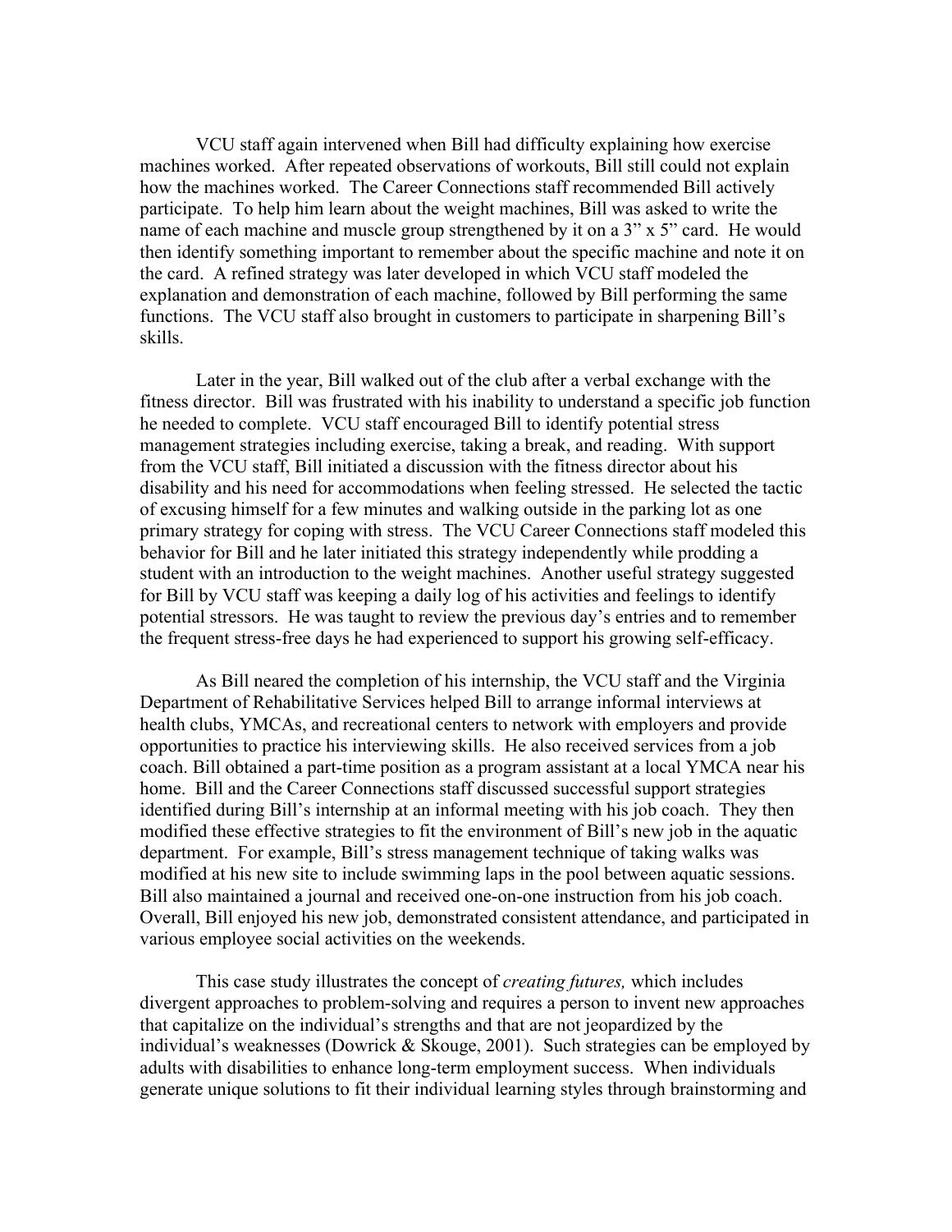VCU staff again intervened when Bill had difficulty explaining how exercise machines worked. After repeated observations of workouts, Bill still could not explain how the machines worked. The Career Connections staff recommended Bill actively participate. To help him learn about the weight machines, Bill was asked to write the name of each machine and muscle group strengthened by it on a 3" x 5" card. He would then identify something important to remember about the specific machine and note it on the card. A refined strategy was later developed in which VCU staff modeled the explanation and demonstration of each machine, followed by Bill performing the same functions. The VCU staff also brought in customers to participate in sharpening Bill's skills.

Later in the year, Bill walked out of the club after a verbal exchange with the fitness director. Bill was frustrated with his inability to understand a specific job function he needed to complete. VCU staff encouraged Bill to identify potential stress management strategies including exercise, taking a break, and reading. With support from the VCU staff, Bill initiated a discussion with the fitness director about his disability and his need for accommodations when feeling stressed. He selected the tactic of excusing himself for a few minutes and walking outside in the parking lot as one primary strategy for coping with stress. The VCU Career Connections staff modeled this behavior for Bill and he later initiated this strategy independently while prodding a student with an introduction to the weight machines. Another useful strategy suggested for Bill by VCU staff was keeping a daily log of his activities and feelings to identify potential stressors. He was taught to review the previous day's entries and to remember the frequent stress-free days he had experienced to support his growing self-efficacy.

As Bill neared the completion of his internship, the VCU staff and the Virginia Department of Rehabilitative Services helped Bill to arrange informal interviews at health clubs, YMCAs, and recreational centers to network with employers and provide opportunities to practice his interviewing skills. He also received services from a job coach. Bill obtained a part-time position as a program assistant at a local YMCA near his home. Bill and the Career Connections staff discussed successful support strategies identified during Bill's internship at an informal meeting with his job coach. They then modified these effective strategies to fit the environment of Bill's new job in the aquatic department. For example, Bill's stress management technique of taking walks was modified at his new site to include swimming laps in the pool between aquatic sessions. Bill also maintained a journal and received one-on-one instruction from his job coach. Overall, Bill enjoyed his new job, demonstrated consistent attendance, and participated in various employee social activities on the weekends.

This case study illustrates the concept of *creating futures,* which includes divergent approaches to problem-solving and requires a person to invent new approaches that capitalize on the individual's strengths and that are not jeopardized by the individual's weaknesses (Dowrick & Skouge, 2001). Such strategies can be employed by adults with disabilities to enhance long-term employment success. When individuals generate unique solutions to fit their individual learning styles through brainstorming and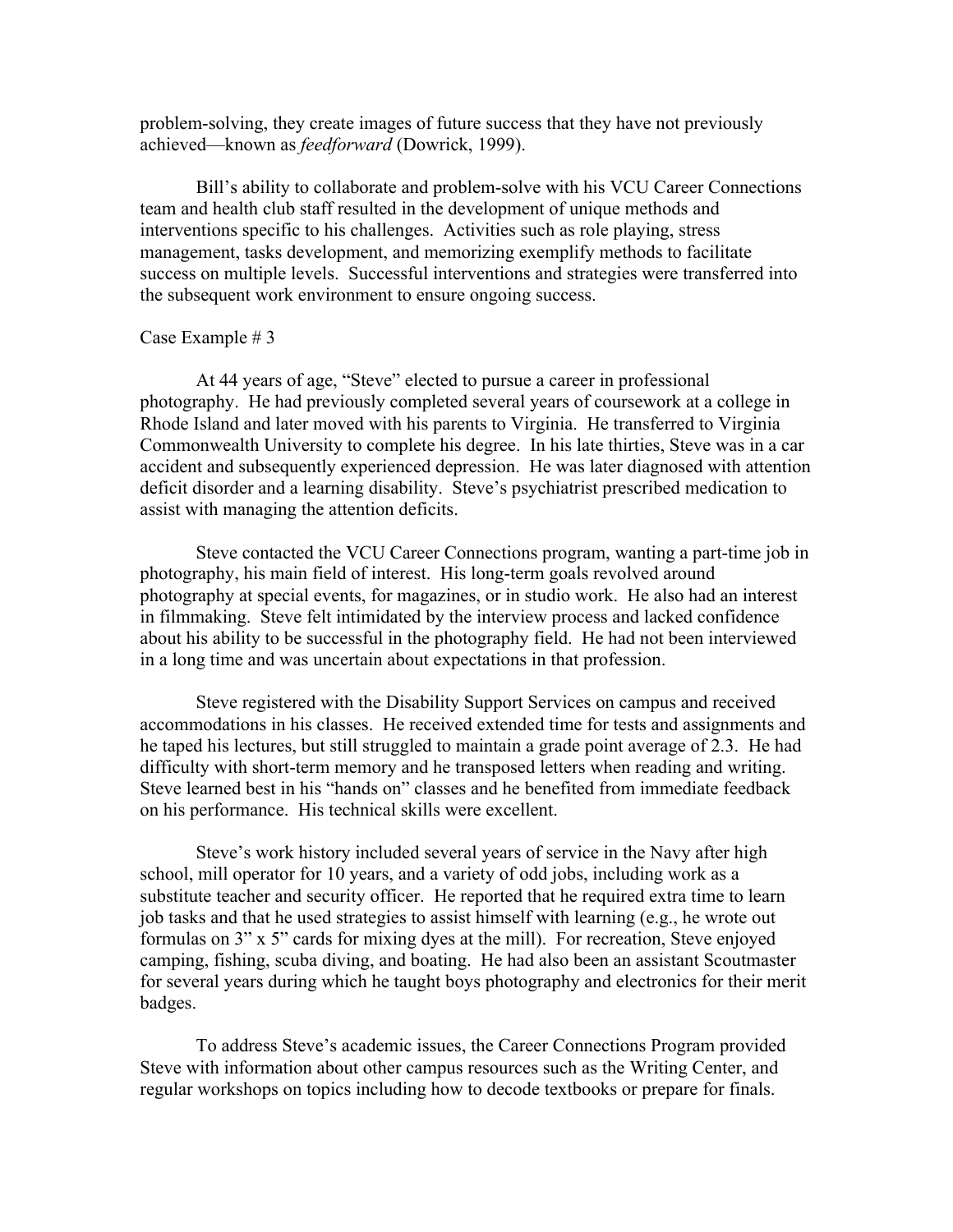problem-solving, they create images of future success that they have not previously achieved—known as *feedforward* (Dowrick, 1999).

Bill's ability to collaborate and problem-solve with his VCU Career Connections team and health club staff resulted in the development of unique methods and interventions specific to his challenges. Activities such as role playing, stress management, tasks development, and memorizing exemplify methods to facilitate success on multiple levels. Successful interventions and strategies were transferred into the subsequent work environment to ensure ongoing success.

Case Example # 3

At 44 years of age, "Steve" elected to pursue a career in professional photography. He had previously completed several years of coursework at a college in Rhode Island and later moved with his parents to Virginia. He transferred to Virginia Commonwealth University to complete his degree. In his late thirties, Steve was in a car accident and subsequently experienced depression. He was later diagnosed with attention deficit disorder and a learning disability. Steve's psychiatrist prescribed medication to assist with managing the attention deficits.

Steve contacted the VCU Career Connections program, wanting a part-time job in photography, his main field of interest. His long-term goals revolved around photography at special events, for magazines, or in studio work. He also had an interest in filmmaking. Steve felt intimidated by the interview process and lacked confidence about his ability to be successful in the photography field. He had not been interviewed in a long time and was uncertain about expectations in that profession.

Steve registered with the Disability Support Services on campus and received accommodations in his classes. He received extended time for tests and assignments and he taped his lectures, but still struggled to maintain a grade point average of 2.3. He had difficulty with short-term memory and he transposed letters when reading and writing. Steve learned best in his "hands on" classes and he benefited from immediate feedback on his performance. His technical skills were excellent.

Steve's work history included several years of service in the Navy after high school, mill operator for 10 years, and a variety of odd jobs, including work as a substitute teacher and security officer. He reported that he required extra time to learn job tasks and that he used strategies to assist himself with learning (e.g., he wrote out formulas on 3" x 5" cards for mixing dyes at the mill). For recreation, Steve enjoyed camping, fishing, scuba diving, and boating. He had also been an assistant Scoutmaster for several years during which he taught boys photography and electronics for their merit badges.

To address Steve's academic issues, the Career Connections Program provided Steve with information about other campus resources such as the Writing Center, and regular workshops on topics including how to decode textbooks or prepare for finals.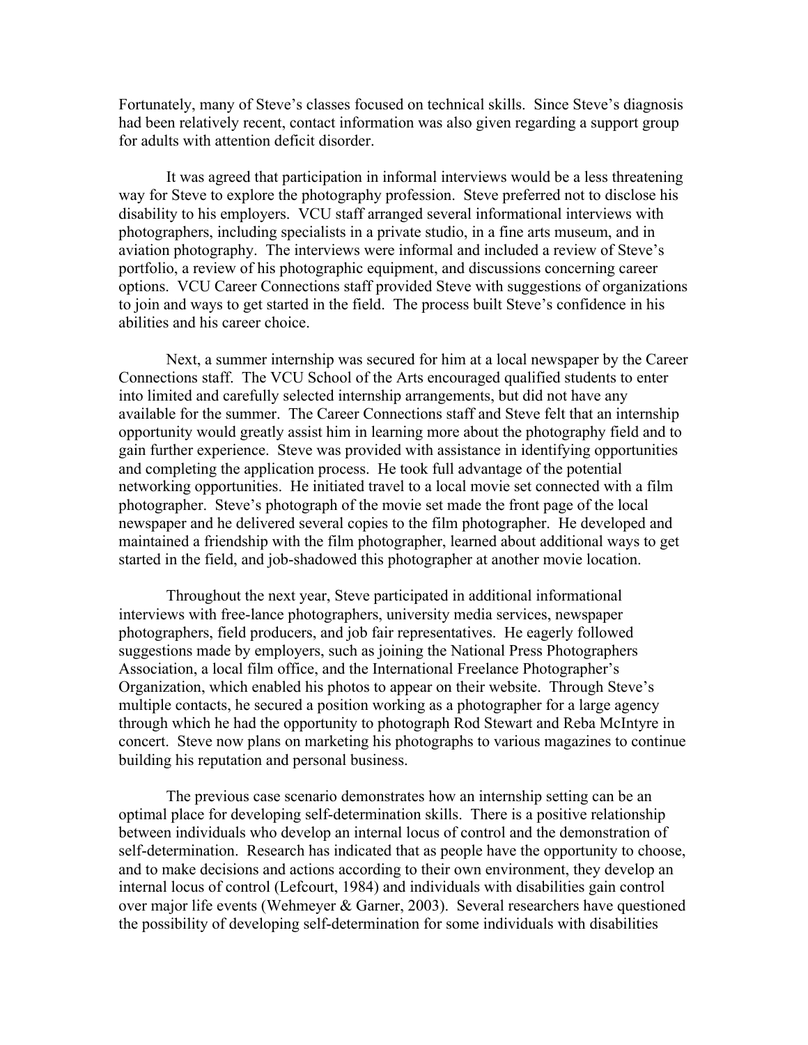Fortunately, many of Steve's classes focused on technical skills. Since Steve's diagnosis had been relatively recent, contact information was also given regarding a support group for adults with attention deficit disorder.

It was agreed that participation in informal interviews would be a less threatening way for Steve to explore the photography profession. Steve preferred not to disclose his disability to his employers. VCU staff arranged several informational interviews with photographers, including specialists in a private studio, in a fine arts museum, and in aviation photography. The interviews were informal and included a review of Steve's portfolio, a review of his photographic equipment, and discussions concerning career options. VCU Career Connections staff provided Steve with suggestions of organizations to join and ways to get started in the field. The process built Steve's confidence in his abilities and his career choice.

Next, a summer internship was secured for him at a local newspaper by the Career Connections staff. The VCU School of the Arts encouraged qualified students to enter into limited and carefully selected internship arrangements, but did not have any available for the summer. The Career Connections staff and Steve felt that an internship opportunity would greatly assist him in learning more about the photography field and to gain further experience. Steve was provided with assistance in identifying opportunities and completing the application process. He took full advantage of the potential networking opportunities. He initiated travel to a local movie set connected with a film photographer. Steve's photograph of the movie set made the front page of the local newspaper and he delivered several copies to the film photographer. He developed and maintained a friendship with the film photographer, learned about additional ways to get started in the field, and job-shadowed this photographer at another movie location.

Throughout the next year, Steve participated in additional informational interviews with free-lance photographers, university media services, newspaper photographers, field producers, and job fair representatives. He eagerly followed suggestions made by employers, such as joining the National Press Photographers Association, a local film office, and the International Freelance Photographer's Organization, which enabled his photos to appear on their website. Through Steve's multiple contacts, he secured a position working as a photographer for a large agency through which he had the opportunity to photograph Rod Stewart and Reba McIntyre in concert. Steve now plans on marketing his photographs to various magazines to continue building his reputation and personal business.

The previous case scenario demonstrates how an internship setting can be an optimal place for developing self-determination skills. There is a positive relationship between individuals who develop an internal locus of control and the demonstration of self-determination. Research has indicated that as people have the opportunity to choose, and to make decisions and actions according to their own environment, they develop an internal locus of control (Lefcourt, 1984) and individuals with disabilities gain control over major life events (Wehmeyer & Garner, 2003). Several researchers have questioned the possibility of developing self-determination for some individuals with disabilities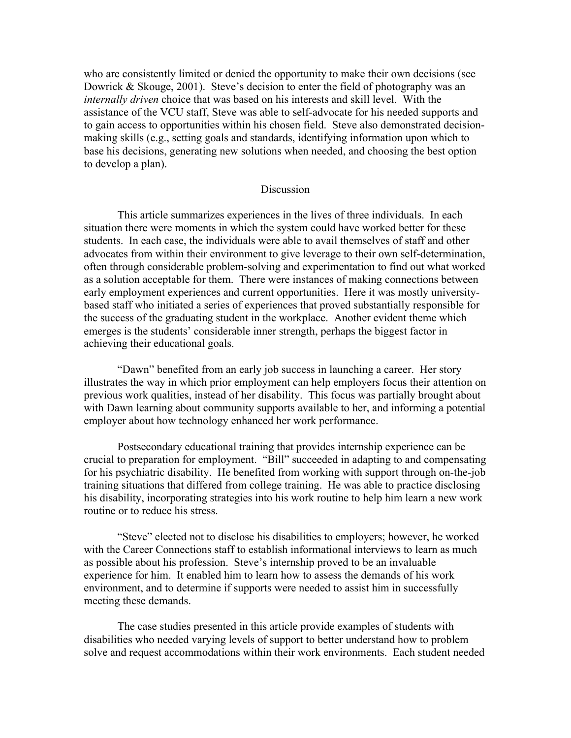who are consistently limited or denied the opportunity to make their own decisions (see Dowrick & Skouge, 2001). Steve's decision to enter the field of photography was an *internally driven* choice that was based on his interests and skill level. With the assistance of the VCU staff, Steve was able to self-advocate for his needed supports and to gain access to opportunities within his chosen field. Steve also demonstrated decision-making skills (e.g., setting goals and standards, identifying information upon which to base his decisions, generating new solutions when needed, and choosing the best option to develop a plan).

## Discussion

This article summarizes experiences in the lives of three individuals. In each situation there were moments in which the system could have worked better for these students. In each case, the individuals were able to avail themselves of staff and other advocates from within their environment to give leverage to their own self-determination, often through considerable problem-solving and experimentation to find out what worked as a solution acceptable for them. There were instances of making connections between early employment experiences and current opportunities. Here it was mostly university-based staff who initiated a series of experiences that proved substantially responsible for the success of the graduating student in the workplace. Another evident theme which emerges is the students' considerable inner strength, perhaps the biggest factor in achieving their educational goals.

"Dawn" benefited from an early job success in launching a career. Her story illustrates the way in which prior employment can help employers focus their attention on previous work qualities, instead of her disability. This focus was partially brought about with Dawn learning about community supports available to her, and informing a potential employer about how technology enhanced her work performance.

Postsecondary educational training that provides internship experience can be crucial to preparation for employment. "Bill" succeeded in adapting to and compensating for his psychiatric disability. He benefited from working with support through on-the-job training situations that differed from college training. He was able to practice disclosing his disability, incorporating strategies into his work routine to help him learn a new work routine or to reduce his stress.

"Steve" elected not to disclose his disabilities to employers; however, he worked with the Career Connections staff to establish informational interviews to learn as much as possible about his profession. Steve's internship proved to be an invaluable experience for him. It enabled him to learn how to assess the demands of his work environment, and to determine if supports were needed to assist him in successfully meeting these demands.

The case studies presented in this article provide examples of students with disabilities who needed varying levels of support to better understand how to problem solve and request accommodations within their work environments. Each student needed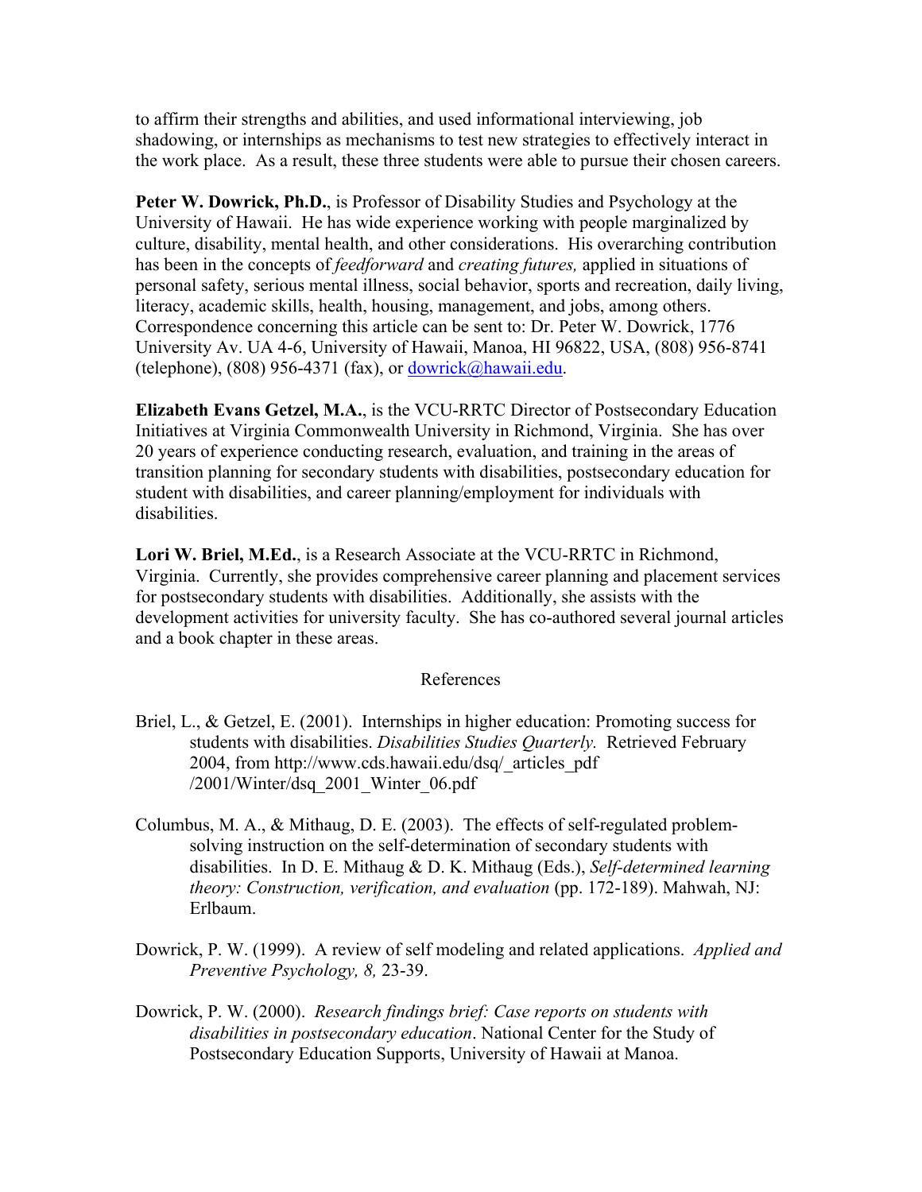to affirm their strengths and abilities, and used informational interviewing, job shadowing, or internships as mechanisms to test new strategies to effectively interact in the work place. As a result, these three students were able to pursue their chosen careers.

**Peter W. Dowrick, Ph.D.**, is Professor of Disability Studies and Psychology at the University of Hawaii. He has wide experience working with people marginalized by culture, disability, mental health, and other considerations. His overarching contribution has been in the concepts of *feedforward* and *creating futures,* applied in situations of personal safety, serious mental illness, social behavior, sports and recreation, daily living, literacy, academic skills, health, housing, management, and jobs, among others. Correspondence concerning this article can be sent to: Dr. Peter W. Dowrick, 1776 University Av. UA 4-6, University of Hawaii, Manoa, HI 96822, USA, (808) 956-8741 (telephone), (808) 956-4371 (fax), or dowrick@hawaii.edu.

**Elizabeth Evans Getzel, M.A.**, is the VCU-RRTC Director of Postsecondary Education Initiatives at Virginia Commonwealth University in Richmond, Virginia. She has over 20 years of experience conducting research, evaluation, and training in the areas of transition planning for secondary students with disabilities, postsecondary education for student with disabilities, and career planning/employment for individuals with disabilities.

**Lori W. Briel, M.Ed.**, is a Research Associate at the VCU-RRTC in Richmond, Virginia. Currently, she provides comprehensive career planning and placement services for postsecondary students with disabilities. Additionally, she assists with the development activities for university faculty. She has co-authored several journal articles and a book chapter in these areas.

## References

Briel, L., & Getzel, E. (2001). Internships in higher education: Promoting success for students with disabilities. *Disabilities Studies Quarterly.* Retrieved February 2004, from http://www.cds.hawaii.edu/dsq/_articles_pdf /2001/Winter/dsq_2001_Winter_06.pdf

Columbus, M. A., & Mithaug, D. E. (2003). The effects of self-regulated problem-solving instruction on the self-determination of secondary students with disabilities. In D. E. Mithaug & D. K. Mithaug (Eds.), *Self-determined learning theory: Construction, verification, and evaluation* (pp. 172-189). Mahwah, NJ: Erlbaum.

Dowrick, P. W. (1999). A review of self modeling and related applications. *Applied and Preventive Psychology, 8,* 23-39.

Dowrick, P. W. (2000). *Research findings brief: Case reports on students with disabilities in postsecondary education*. National Center for the Study of Postsecondary Education Supports, University of Hawaii at Manoa.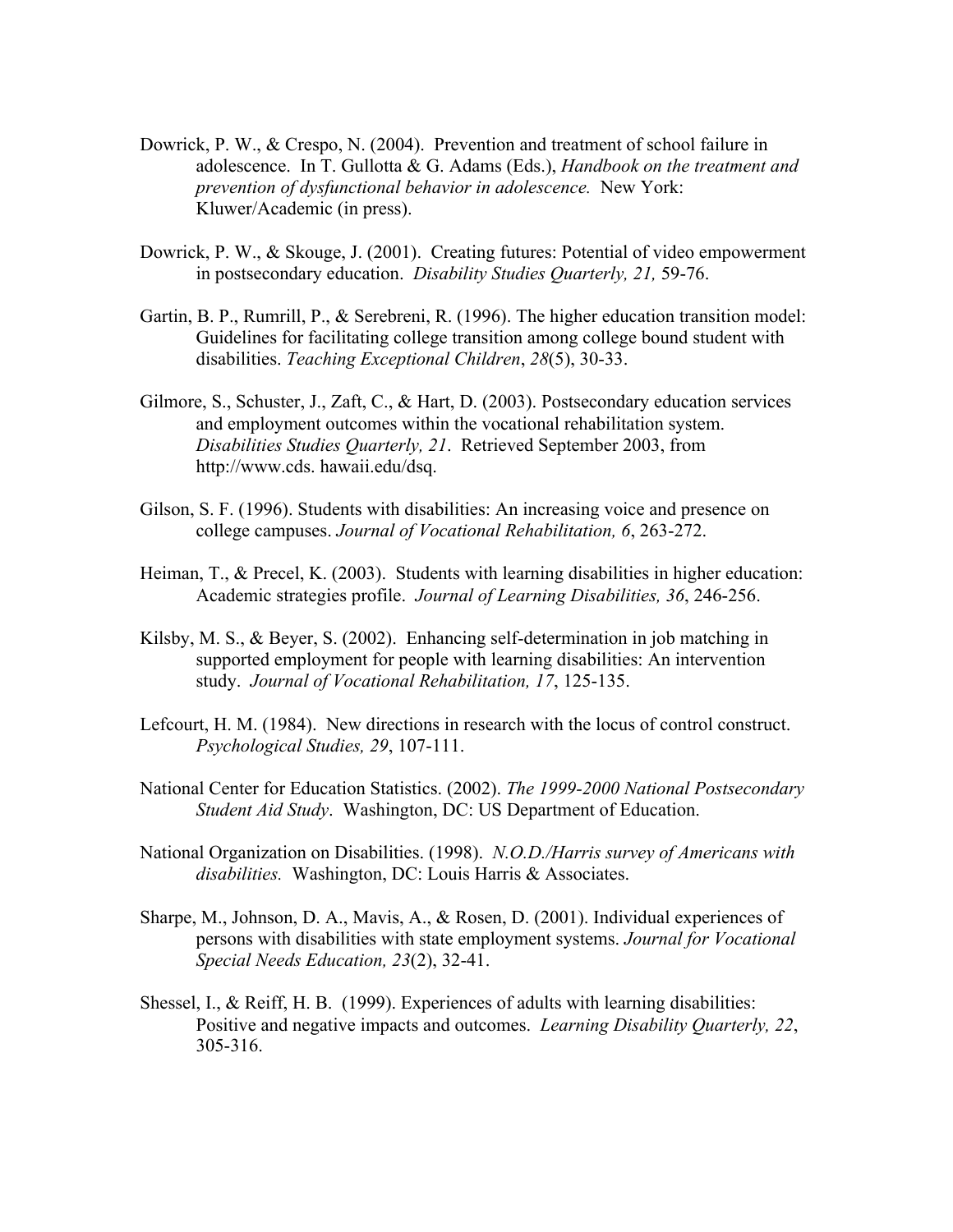Dowrick, P. W., & Crespo, N. (2004). Prevention and treatment of school failure in adolescence. In T. Gullotta & G. Adams (Eds.), *Handbook on the treatment and prevention of dysfunctional behavior in adolescence.* New York: Kluwer/Academic (in press).

Dowrick, P. W., & Skouge, J. (2001). Creating futures: Potential of video empowerment in postsecondary education. *Disability Studies Quarterly, 21,* 59-76.

Gartin, B. P., Rumrill, P., & Serebreni, R. (1996). The higher education transition model: Guidelines for facilitating college transition among college bound student with disabilities. *Teaching Exceptional Children*, *28*(5), 30-33.

Gilmore, S., Schuster, J., Zaft, C., & Hart, D. (2003). Postsecondary education services and employment outcomes within the vocational rehabilitation system. *Disabilities Studies Quarterly, 21*. Retrieved September 2003, from http://www.cds. hawaii.edu/dsq.

Gilson, S. F. (1996). Students with disabilities: An increasing voice and presence on college campuses. *Journal of Vocational Rehabilitation, 6*, 263-272.

Heiman, T., & Precel, K. (2003). Students with learning disabilities in higher education: Academic strategies profile. *Journal of Learning Disabilities, 36*, 246-256.

Kilsby, M. S., & Beyer, S. (2002). Enhancing self-determination in job matching in supported employment for people with learning disabilities: An intervention study. *Journal of Vocational Rehabilitation, 17*, 125-135.

Lefcourt, H. M. (1984). New directions in research with the locus of control construct. *Psychological Studies, 29*, 107-111.

National Center for Education Statistics. (2002). *The 1999-2000 National Postsecondary Student Aid Study*. Washington, DC: US Department of Education.

National Organization on Disabilities. (1998). *N.O.D./Harris survey of Americans with disabilities.* Washington, DC: Louis Harris & Associates.

Sharpe, M., Johnson, D. A., Mavis, A., & Rosen, D. (2001). Individual experiences of persons with disabilities with state employment systems. *Journal for Vocational Special Needs Education, 23*(2), 32-41.

Shessel, I., & Reiff, H. B. (1999). Experiences of adults with learning disabilities: Positive and negative impacts and outcomes. *Learning Disability Quarterly, 22*, 305-316.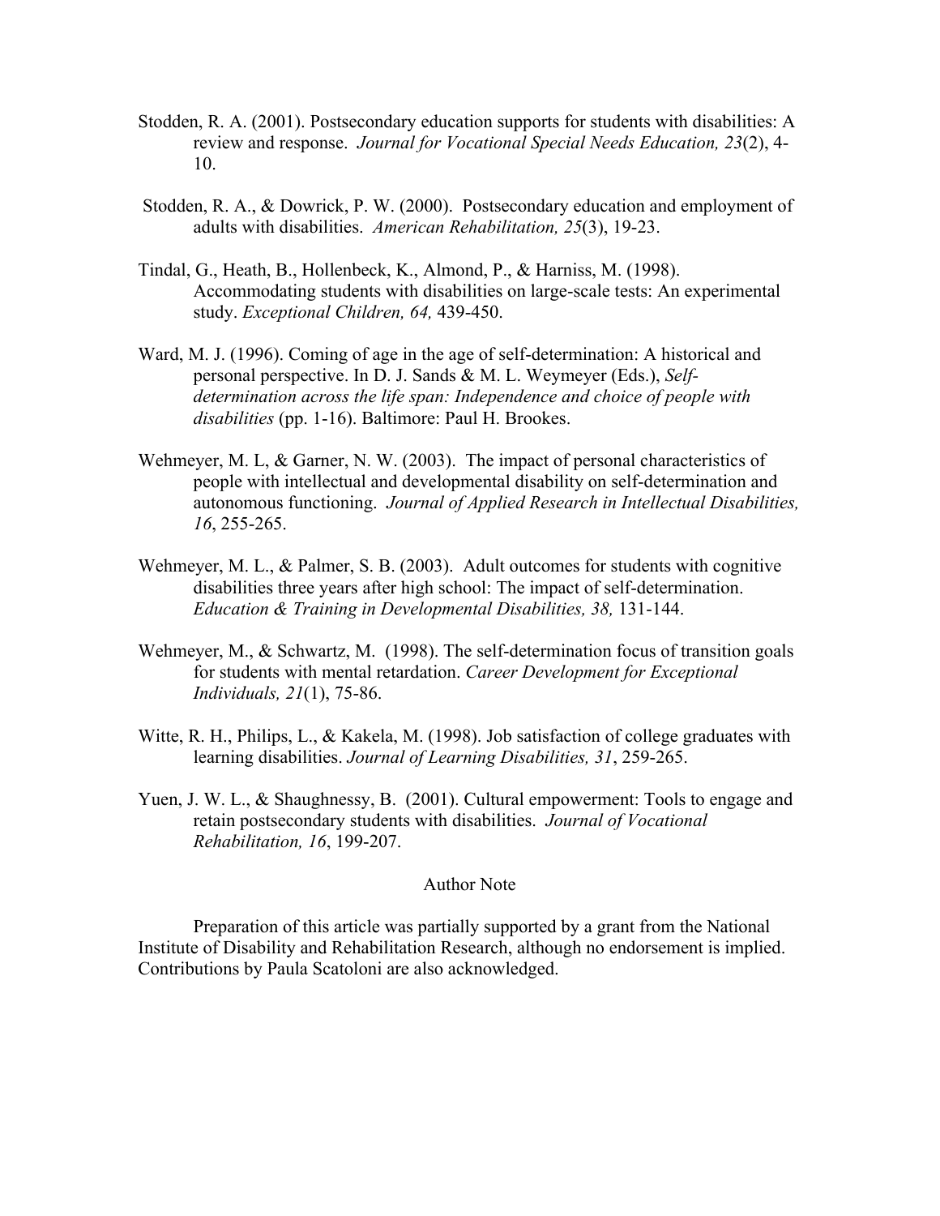Stodden, R. A. (2001). Postsecondary education supports for students with disabilities: A review and response. *Journal for Vocational Special Needs Education, 23*(2), 4-10.

Stodden, R. A., & Dowrick, P. W. (2000). Postsecondary education and employment of adults with disabilities. *American Rehabilitation, 25*(3), 19-23.

Tindal, G., Heath, B., Hollenbeck, K., Almond, P., & Harniss, M. (1998). Accommodating students with disabilities on large-scale tests: An experimental study. *Exceptional Children, 64,* 439-450.

Ward, M. J. (1996). Coming of age in the age of self-determination: A historical and personal perspective. In D. J. Sands & M. L. Weymeyer (Eds.), *Self-determination across the life span: Independence and choice of people with disabilities* (pp. 1-16). Baltimore: Paul H. Brookes.

Wehmeyer, M. L, & Garner, N. W. (2003). The impact of personal characteristics of people with intellectual and developmental disability on self-determination and autonomous functioning. *Journal of Applied Research in Intellectual Disabilities, 16*, 255-265.

Wehmeyer, M. L., & Palmer, S. B. (2003). Adult outcomes for students with cognitive disabilities three years after high school: The impact of self-determination. *Education & Training in Developmental Disabilities, 38,* 131-144.

Wehmeyer, M., & Schwartz, M. (1998). The self-determination focus of transition goals for students with mental retardation. *Career Development for Exceptional Individuals, 21*(1), 75-86.

Witte, R. H., Philips, L., & Kakela, M. (1998). Job satisfaction of college graduates with learning disabilities. *Journal of Learning Disabilities, 31*, 259-265.

Yuen, J. W. L., & Shaughnessy, B. (2001). Cultural empowerment: Tools to engage and retain postsecondary students with disabilities. *Journal of Vocational Rehabilitation, 16*, 199-207.

## Author Note

Preparation of this article was partially supported by a grant from the National Institute of Disability and Rehabilitation Research, although no endorsement is implied. Contributions by Paula Scatoloni are also acknowledged.